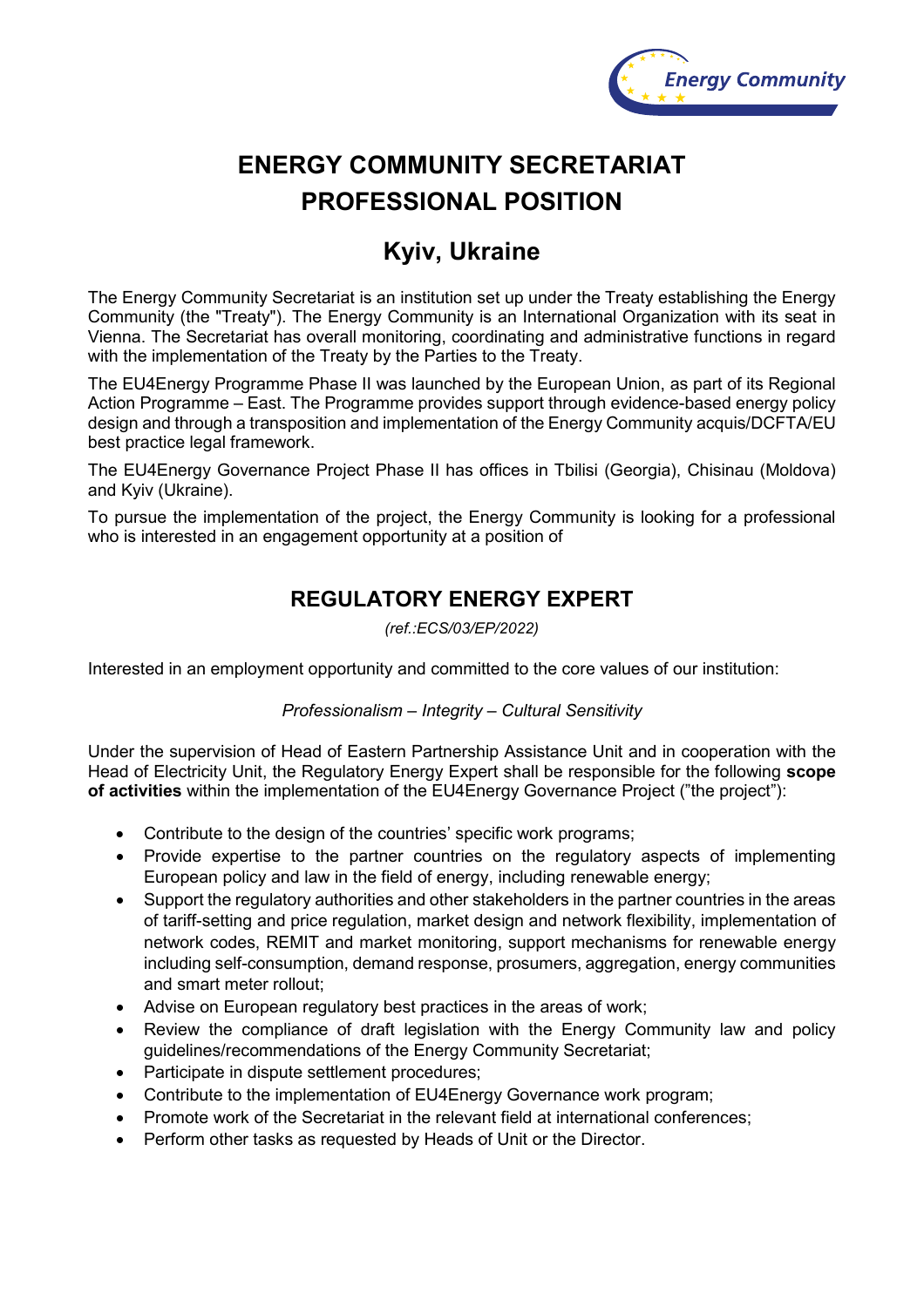# ENERGY COMMUNITY SECRETARIAT
# PROFESSIONAL POSITION

## Kyiv, Ukraine

The Energy Community Secretariat is an institution set up under the Treaty establishing the Energy Community (the "Treaty"). The Energy Community is an International Organization with its seat in Vienna. The Secretariat has overall monitoring, coordinating and administrative functions in regard with the implementation of the Treaty by the Parties to the Treaty.

The EU4Energy Programme Phase II was launched by the European Union, as part of its Regional Action Programme – East. The Programme provides support through evidence-based energy policy design and through a transposition and implementation of the Energy Community acquis/DCFTA/EU best practice legal framework.

The EU4Energy Governance Project Phase II has offices in Tbilisi (Georgia), Chisinau (Moldova) and Kyiv (Ukraine).

To pursue the implementation of the project, the Energy Community is looking for a professional who is interested in an engagement opportunity at a position of

## REGULATORY ENERGY EXPERT

*(ref.:ECS/03/EP/2022)*

Interested in an employment opportunity and committed to the core values of our institution:

*Professionalism – Integrity – Cultural Sensitivity*

Under the supervision of Head of Eastern Partnership Assistance Unit and in cooperation with the Head of Electricity Unit, the Regulatory Energy Expert shall be responsible for the following **scope of activities** within the implementation of the EU4Energy Governance Project ("the project"):

- Contribute to the design of the countries' specific work programs;
- Provide expertise to the partner countries on the regulatory aspects of implementing European policy and law in the field of energy, including renewable energy;
- Support the regulatory authorities and other stakeholders in the partner countries in the areas of tariff-setting and price regulation, market design and network flexibility, implementation of network codes, REMIT and market monitoring, support mechanisms for renewable energy including self-consumption, demand response, prosumers, aggregation, energy communities and smart meter rollout;
- Advise on European regulatory best practices in the areas of work;
- Review the compliance of draft legislation with the Energy Community law and policy guidelines/recommendations of the Energy Community Secretariat;
- Participate in dispute settlement procedures;
- Contribute to the implementation of EU4Energy Governance work program;
- Promote work of the Secretariat in the relevant field at international conferences;
- Perform other tasks as requested by Heads of Unit or the Director.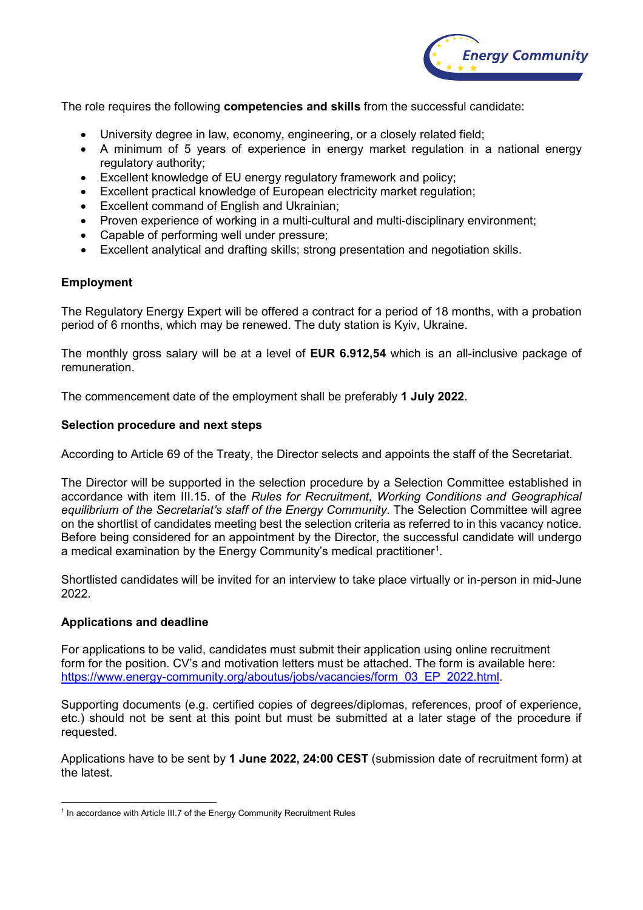The role requires the following **competencies and skills** from the successful candidate:

- University degree in law, economy, engineering, or a closely related field;
- A minimum of 5 years of experience in energy market regulation in a national energy regulatory authority;
- Excellent knowledge of EU energy regulatory framework and policy;
- Excellent practical knowledge of European electricity market regulation;
- Excellent command of English and Ukrainian;
- Proven experience of working in a multi-cultural and multi-disciplinary environment;
- Capable of performing well under pressure;
- Excellent analytical and drafting skills; strong presentation and negotiation skills.

**Employment**

The Regulatory Energy Expert will be offered a contract for a period of 18 months, with a probation period of 6 months, which may be renewed. The duty station is Kyiv, Ukraine.

The monthly gross salary will be at a level of **EUR 6.912,54** which is an all-inclusive package of remuneration.

The commencement date of the employment shall be preferably **1 July 2022**.

**Selection procedure and next steps**

According to Article 69 of the Treaty, the Director selects and appoints the staff of the Secretariat.

The Director will be supported in the selection procedure by a Selection Committee established in accordance with item III.15. of the *Rules for Recruitment, Working Conditions and Geographical equilibrium of the Secretariat's staff of the Energy Community*. The Selection Committee will agree on the shortlist of candidates meeting best the selection criteria as referred to in this vacancy notice. Before being considered for an appointment by the Director, the successful candidate will undergo a medical examination by the Energy Community's medical practitioner[1].

Shortlisted candidates will be invited for an interview to take place virtually or in-person in mid-June 2022.

**Applications and deadline**

For applications to be valid, candidates must submit their application using online recruitment form for the position. CV's and motivation letters must be attached. The form is available here: https://www.energy-community.org/aboutus/jobs/vacancies/form_03_EP_2022.html.

Supporting documents (e.g. certified copies of degrees/diplomas, references, proof of experience, etc.) should not be sent at this point but must be submitted at a later stage of the procedure if requested.

Applications have to be sent by **1 June 2022, 24:00 CEST** (submission date of recruitment form) at the latest.

---

[1] In accordance with Article III.7 of the Energy Community Recruitment Rules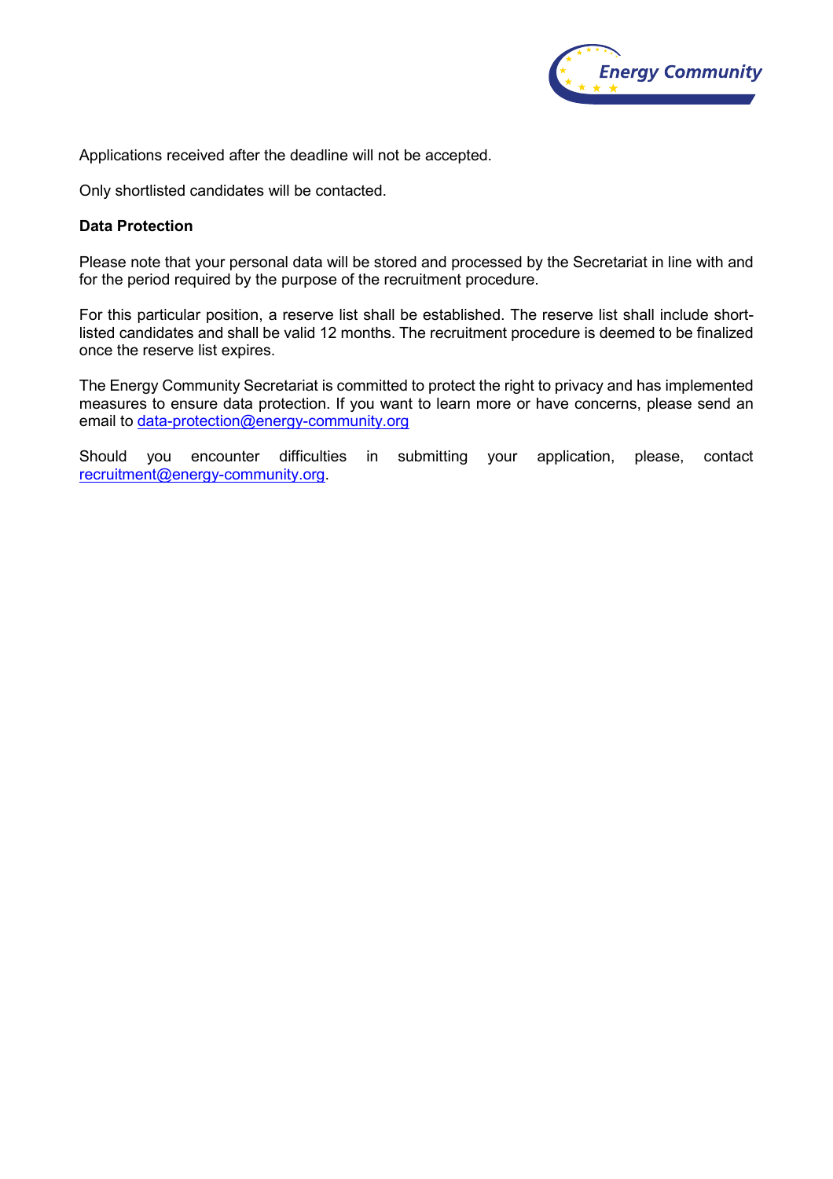Applications received after the deadline will not be accepted.

Only shortlisted candidates will be contacted.

**Data Protection**

Please note that your personal data will be stored and processed by the Secretariat in line with and for the period required by the purpose of the recruitment procedure.

For this particular position, a reserve list shall be established. The reserve list shall include short-listed candidates and shall be valid 12 months. The recruitment procedure is deemed to be finalized once the reserve list expires.

The Energy Community Secretariat is committed to protect the right to privacy and has implemented measures to ensure data protection. If you want to learn more or have concerns, please send an email to data-protection@energy-community.org

Should you encounter difficulties in submitting your application, please, contact recruitment@energy-community.org.